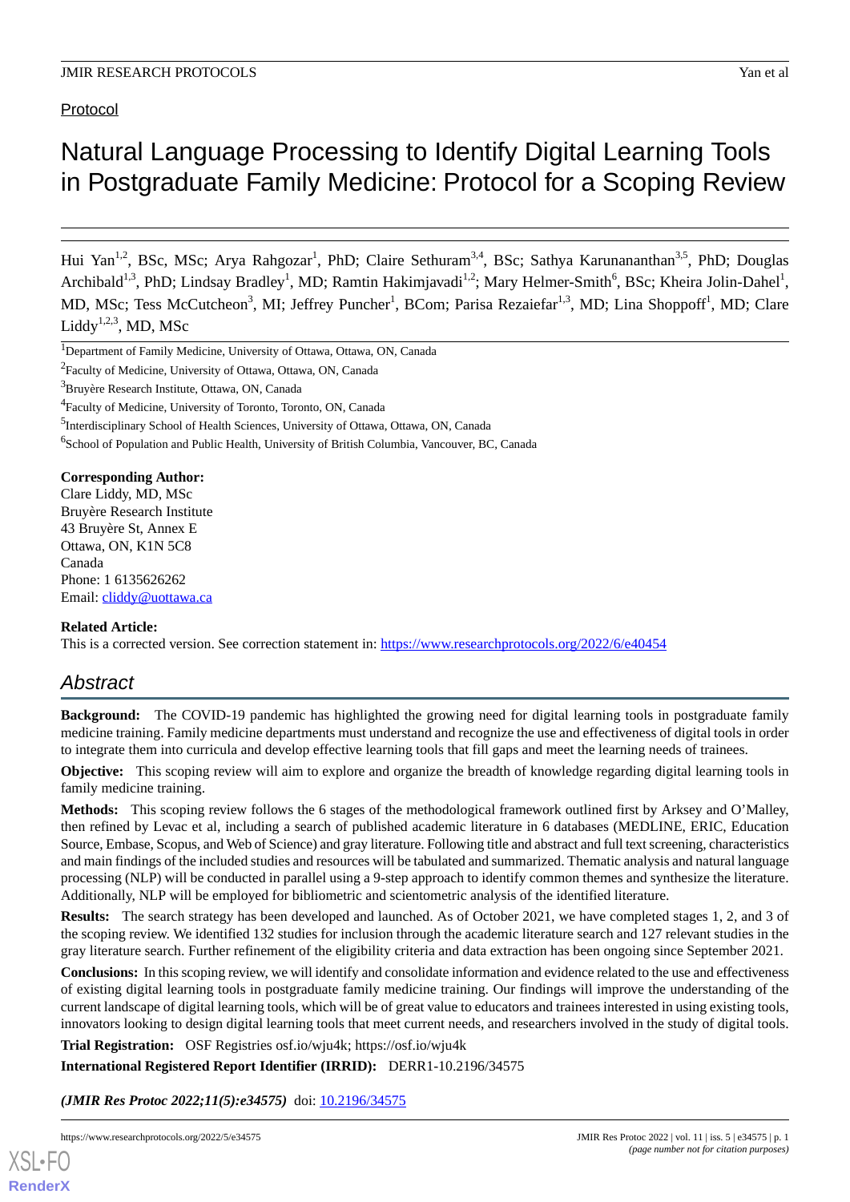Protocol

# Natural Language Processing to Identify Digital Learning Tools in Postgraduate Family Medicine: Protocol for a Scoping Review

Hui Yan[1,2], BSc, MSc; Arya Rahgozar[1], PhD; Claire Sethuram[3,4], BSc; Sathya Karunananthan[3,5], PhD; Douglas Archibald[1,3], PhD; Lindsay Bradley[1], MD; Ramtin Hakimjavadi[1,2]; Mary Helmer-Smith[6], BSc; Kheira Jolin-Dahel[1], MD, MSc; Tess McCutcheon[3], MI; Jeffrey Puncher[1], BCom; Parisa Rezaiefar[1,3], MD; Lina Shoppoff[1], MD; Clare Liddy[1,2,3], MD, MSc

[1]Department of Family Medicine, University of Ottawa, Ottawa, ON, Canada

[2]Faculty of Medicine, University of Ottawa, Ottawa, ON, Canada

[3]Bruyère Research Institute, Ottawa, ON, Canada

[4]Faculty of Medicine, University of Toronto, Toronto, ON, Canada

[5]Interdisciplinary School of Health Sciences, University of Ottawa, Ottawa, ON, Canada

[6]School of Population and Public Health, University of British Columbia, Vancouver, BC, Canada

**Corresponding Author:**
Clare Liddy, MD, MSc
Bruyère Research Institute
43 Bruyère St, Annex E
Ottawa, ON, K1N 5C8
Canada
Phone: 1 6135626262
Email: cliddy@uottawa.ca

**Related Article:**
This is a corrected version. See correction statement in: https://www.researchprotocols.org/2022/6/e40454

## Abstract

**Background:** The COVID-19 pandemic has highlighted the growing need for digital learning tools in postgraduate family medicine training. Family medicine departments must understand and recognize the use and effectiveness of digital tools in order to integrate them into curricula and develop effective learning tools that fill gaps and meet the learning needs of trainees.

**Objective:** This scoping review will aim to explore and organize the breadth of knowledge regarding digital learning tools in family medicine training.

**Methods:** This scoping review follows the 6 stages of the methodological framework outlined first by Arksey and O'Malley, then refined by Levac et al, including a search of published academic literature in 6 databases (MEDLINE, ERIC, Education Source, Embase, Scopus, and Web of Science) and gray literature. Following title and abstract and full text screening, characteristics and main findings of the included studies and resources will be tabulated and summarized. Thematic analysis and natural language processing (NLP) will be conducted in parallel using a 9-step approach to identify common themes and synthesize the literature. Additionally, NLP will be employed for bibliometric and scientometric analysis of the identified literature.

**Results:** The search strategy has been developed and launched. As of October 2021, we have completed stages 1, 2, and 3 of the scoping review. We identified 132 studies for inclusion through the academic literature search and 127 relevant studies in the gray literature search. Further refinement of the eligibility criteria and data extraction has been ongoing since September 2021.

**Conclusions:** In this scoping review, we will identify and consolidate information and evidence related to the use and effectiveness of existing digital learning tools in postgraduate family medicine training. Our findings will improve the understanding of the current landscape of digital learning tools, which will be of great value to educators and trainees interested in using existing tools, innovators looking to design digital learning tools that meet current needs, and researchers involved in the study of digital tools.

**Trial Registration:** OSF Registries osf.io/wju4k; https://osf.io/wju4k

**International Registered Report Identifier (IRRID):** DERR1-10.2196/34575

***(JMIR Res Protoc 2022;11(5):e34575)*** doi: 10.2196/34575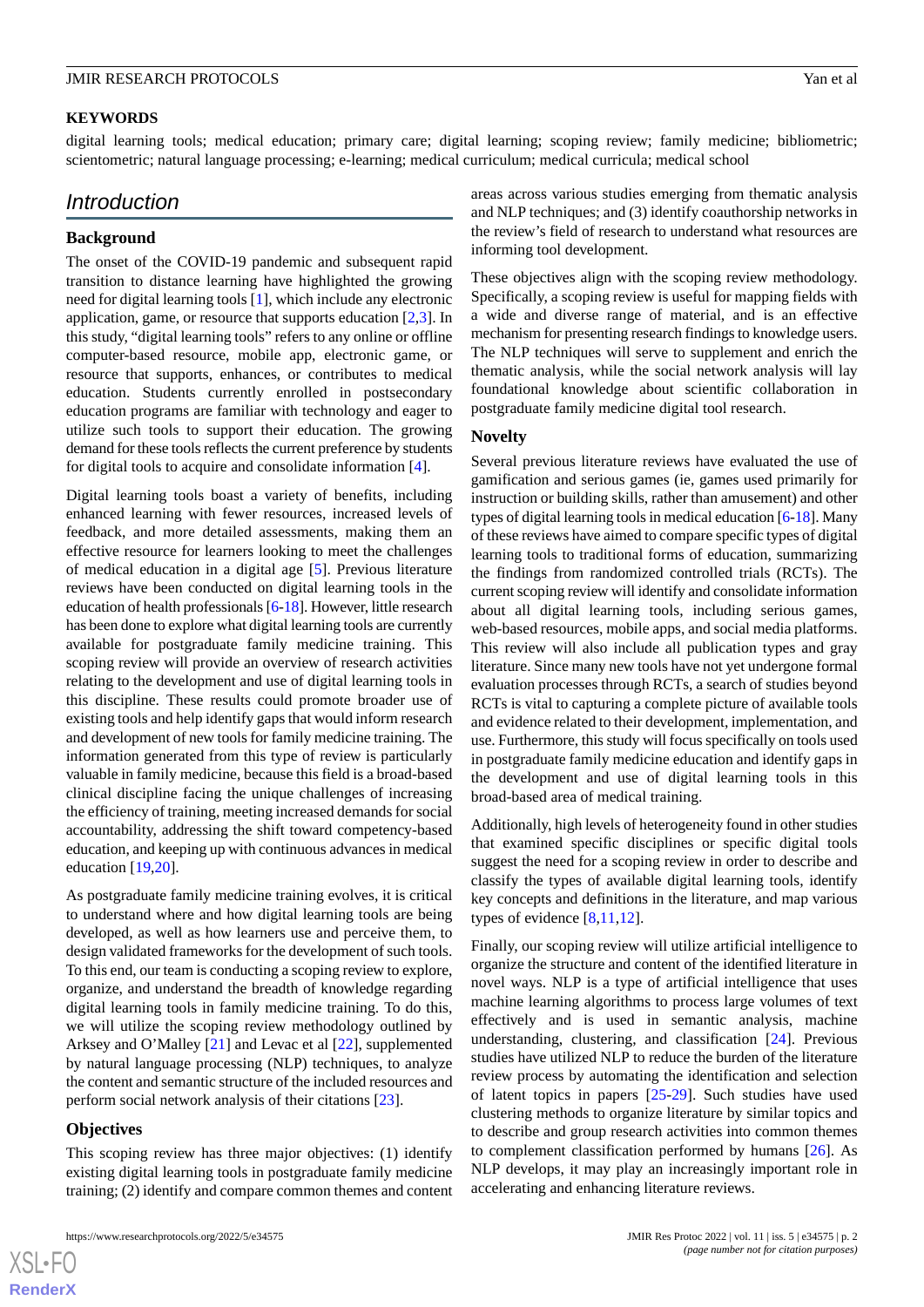**KEYWORDS**

digital learning tools; medical education; primary care; digital learning; scoping review; family medicine; bibliometric; scientometric; natural language processing; e-learning; medical curriculum; medical curricula; medical school

## Introduction

### Background

The onset of the COVID-19 pandemic and subsequent rapid transition to distance learning have highlighted the growing need for digital learning tools [1], which include any electronic application, game, or resource that supports education [2,3]. In this study, "digital learning tools" refers to any online or offline computer-based resource, mobile app, electronic game, or resource that supports, enhances, or contributes to medical education. Students currently enrolled in postsecondary education programs are familiar with technology and eager to utilize such tools to support their education. The growing demand for these tools reflects the current preference by students for digital tools to acquire and consolidate information [4].

Digital learning tools boast a variety of benefits, including enhanced learning with fewer resources, increased levels of feedback, and more detailed assessments, making them an effective resource for learners looking to meet the challenges of medical education in a digital age [5]. Previous literature reviews have been conducted on digital learning tools in the education of health professionals [6-18]. However, little research has been done to explore what digital learning tools are currently available for postgraduate family medicine training. This scoping review will provide an overview of research activities relating to the development and use of digital learning tools in this discipline. These results could promote broader use of existing tools and help identify gaps that would inform research and development of new tools for family medicine training. The information generated from this type of review is particularly valuable in family medicine, because this field is a broad-based clinical discipline facing the unique challenges of increasing the efficiency of training, meeting increased demands for social accountability, addressing the shift toward competency-based education, and keeping up with continuous advances in medical education [19,20].

As postgraduate family medicine training evolves, it is critical to understand where and how digital learning tools are being developed, as well as how learners use and perceive them, to design validated frameworks for the development of such tools. To this end, our team is conducting a scoping review to explore, organize, and understand the breadth of knowledge regarding digital learning tools in family medicine training. To do this, we will utilize the scoping review methodology outlined by Arksey and O'Malley [21] and Levac et al [22], supplemented by natural language processing (NLP) techniques, to analyze the content and semantic structure of the included resources and perform social network analysis of their citations [23].

### Objectives

This scoping review has three major objectives: (1) identify existing digital learning tools in postgraduate family medicine training; (2) identify and compare common themes and content areas across various studies emerging from thematic analysis and NLP techniques; and (3) identify coauthorship networks in the review's field of research to understand what resources are informing tool development.

These objectives align with the scoping review methodology. Specifically, a scoping review is useful for mapping fields with a wide and diverse range of material, and is an effective mechanism for presenting research findings to knowledge users. The NLP techniques will serve to supplement and enrich the thematic analysis, while the social network analysis will lay foundational knowledge about scientific collaboration in postgraduate family medicine digital tool research.

### Novelty

Several previous literature reviews have evaluated the use of gamification and serious games (ie, games used primarily for instruction or building skills, rather than amusement) and other types of digital learning tools in medical education [6-18]. Many of these reviews have aimed to compare specific types of digital learning tools to traditional forms of education, summarizing the findings from randomized controlled trials (RCTs). The current scoping review will identify and consolidate information about all digital learning tools, including serious games, web-based resources, mobile apps, and social media platforms. This review will also include all publication types and gray literature. Since many new tools have not yet undergone formal evaluation processes through RCTs, a search of studies beyond RCTs is vital to capturing a complete picture of available tools and evidence related to their development, implementation, and use. Furthermore, this study will focus specifically on tools used in postgraduate family medicine education and identify gaps in the development and use of digital learning tools in this broad-based area of medical training.

Additionally, high levels of heterogeneity found in other studies that examined specific disciplines or specific digital tools suggest the need for a scoping review in order to describe and classify the types of available digital learning tools, identify key concepts and definitions in the literature, and map various types of evidence [8,11,12].

Finally, our scoping review will utilize artificial intelligence to organize the structure and content of the identified literature in novel ways. NLP is a type of artificial intelligence that uses machine learning algorithms to process large volumes of text effectively and is used in semantic analysis, machine understanding, clustering, and classification [24]. Previous studies have utilized NLP to reduce the burden of the literature review process by automating the identification and selection of latent topics in papers [25-29]. Such studies have used clustering methods to organize literature by similar topics and to describe and group research activities into common themes to complement classification performed by humans [26]. As NLP develops, it may play an increasingly important role in accelerating and enhancing literature reviews.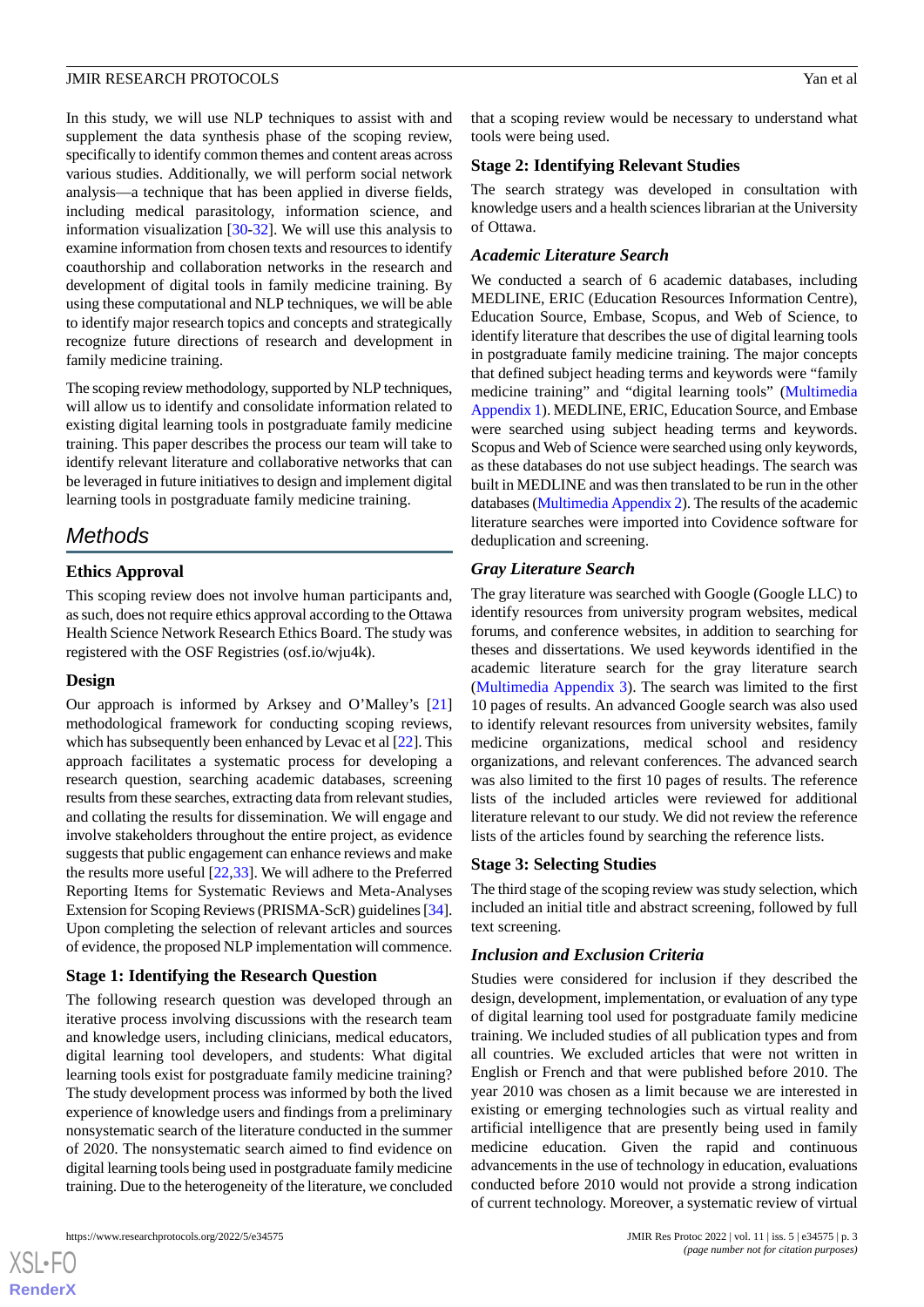In this study, we will use NLP techniques to assist with and supplement the data synthesis phase of the scoping review, specifically to identify common themes and content areas across various studies. Additionally, we will perform social network analysis—a technique that has been applied in diverse fields, including medical parasitology, information science, and information visualization [30-32]. We will use this analysis to examine information from chosen texts and resources to identify coauthorship and collaboration networks in the research and development of digital tools in family medicine training. By using these computational and NLP techniques, we will be able to identify major research topics and concepts and strategically recognize future directions of research and development in family medicine training.

The scoping review methodology, supported by NLP techniques, will allow us to identify and consolidate information related to existing digital learning tools in postgraduate family medicine training. This paper describes the process our team will take to identify relevant literature and collaborative networks that can be leveraged in future initiatives to design and implement digital learning tools in postgraduate family medicine training.

## Methods

### Ethics Approval

This scoping review does not involve human participants and, as such, does not require ethics approval according to the Ottawa Health Science Network Research Ethics Board. The study was registered with the OSF Registries (osf.io/wju4k).

### Design

Our approach is informed by Arksey and O'Malley's [21] methodological framework for conducting scoping reviews, which has subsequently been enhanced by Levac et al [22]. This approach facilitates a systematic process for developing a research question, searching academic databases, screening results from these searches, extracting data from relevant studies, and collating the results for dissemination. We will engage and involve stakeholders throughout the entire project, as evidence suggests that public engagement can enhance reviews and make the results more useful [22,33]. We will adhere to the Preferred Reporting Items for Systematic Reviews and Meta-Analyses Extension for Scoping Reviews (PRISMA-ScR) guidelines [34]. Upon completing the selection of relevant articles and sources of evidence, the proposed NLP implementation will commence.

### Stage 1: Identifying the Research Question

The following research question was developed through an iterative process involving discussions with the research team and knowledge users, including clinicians, medical educators, digital learning tool developers, and students: What digital learning tools exist for postgraduate family medicine training? The study development process was informed by both the lived experience of knowledge users and findings from a preliminary nonsystematic search of the literature conducted in the summer of 2020. The nonsystematic search aimed to find evidence on digital learning tools being used in postgraduate family medicine training. Due to the heterogeneity of the literature, we concluded that a scoping review would be necessary to understand what tools were being used.

### Stage 2: Identifying Relevant Studies

The search strategy was developed in consultation with knowledge users and a health sciences librarian at the University of Ottawa.

#### *Academic Literature Search*

We conducted a search of 6 academic databases, including MEDLINE, ERIC (Education Resources Information Centre), Education Source, Embase, Scopus, and Web of Science, to identify literature that describes the use of digital learning tools in postgraduate family medicine training. The major concepts that defined subject heading terms and keywords were "family medicine training" and "digital learning tools" (Multimedia Appendix 1). MEDLINE, ERIC, Education Source, and Embase were searched using subject heading terms and keywords. Scopus and Web of Science were searched using only keywords, as these databases do not use subject headings. The search was built in MEDLINE and was then translated to be run in the other databases (Multimedia Appendix 2). The results of the academic literature searches were imported into Covidence software for deduplication and screening.

#### *Gray Literature Search*

The gray literature was searched with Google (Google LLC) to identify resources from university program websites, medical forums, and conference websites, in addition to searching for theses and dissertations. We used keywords identified in the academic literature search for the gray literature search (Multimedia Appendix 3). The search was limited to the first 10 pages of results. An advanced Google search was also used to identify relevant resources from university websites, family medicine organizations, medical school and residency organizations, and relevant conferences. The advanced search was also limited to the first 10 pages of results. The reference lists of the included articles were reviewed for additional literature relevant to our study. We did not review the reference lists of the articles found by searching the reference lists.

### Stage 3: Selecting Studies

The third stage of the scoping review was study selection, which included an initial title and abstract screening, followed by full text screening.

#### *Inclusion and Exclusion Criteria*

Studies were considered for inclusion if they described the design, development, implementation, or evaluation of any type of digital learning tool used for postgraduate family medicine training. We included studies of all publication types and from all countries. We excluded articles that were not written in English or French and that were published before 2010. The year 2010 was chosen as a limit because we are interested in existing or emerging technologies such as virtual reality and artificial intelligence that are presently being used in family medicine education. Given the rapid and continuous advancements in the use of technology in education, evaluations conducted before 2010 would not provide a strong indication of current technology. Moreover, a systematic review of virtual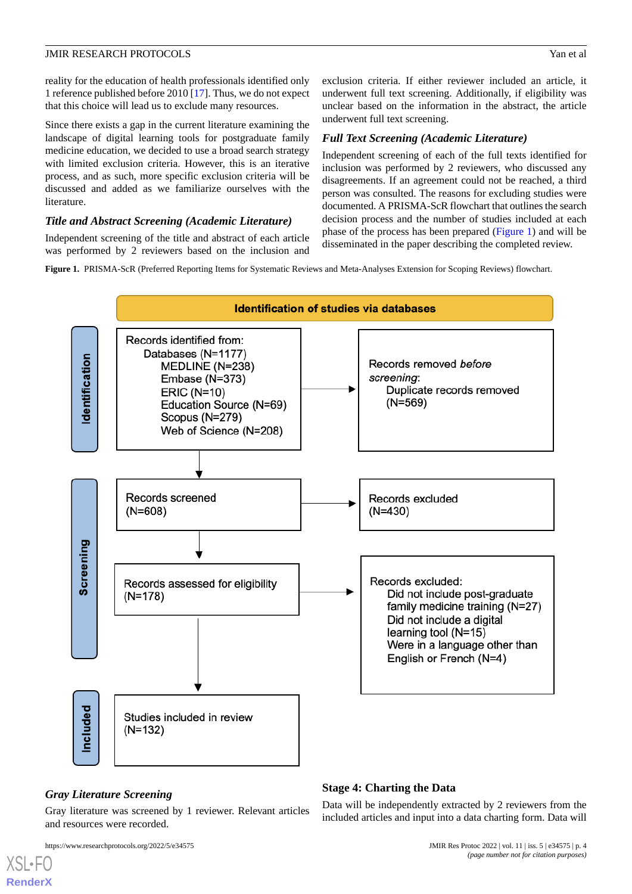reality for the education of health professionals identified only 1 reference published before 2010 [17]. Thus, we do not expect that this choice will lead us to exclude many resources.

Since there exists a gap in the current literature examining the landscape of digital learning tools for postgraduate family medicine education, we decided to use a broad search strategy with limited exclusion criteria. However, this is an iterative process, and as such, more specific exclusion criteria will be discussed and added as we familiarize ourselves with the literature.

### *Title and Abstract Screening (Academic Literature)*

Independent screening of the title and abstract of each article was performed by 2 reviewers based on the inclusion and exclusion criteria. If either reviewer included an article, it underwent full text screening. Additionally, if eligibility was unclear based on the information in the abstract, the article underwent full text screening.

### *Full Text Screening (Academic Literature)*

Independent screening of each of the full texts identified for inclusion was performed by 2 reviewers, who discussed any disagreements. If an agreement could not be reached, a third person was consulted. The reasons for excluding studies were documented. A PRISMA-ScR flowchart that outlines the search decision process and the number of studies included at each phase of the process has been prepared (Figure 1) and will be disseminated in the paper describing the completed review.

**Figure 1.** PRISMA-ScR (Preferred Reporting Items for Systematic Reviews and Meta-Analyses Extension for Scoping Reviews) flowchart.

**Identification of studies via databases**

**Identification**

- Records identified from:
  - Databases (N=1177)
    - MEDLINE (N=238)
    - Embase (N=373)
    - ERIC (N=10)
    - Education Source (N=69)
    - Scopus (N=279)
    - Web of Science (N=208)
- Records removed *before screening*:
  - Duplicate records removed (N=569)

**Screening**

- Records screened (N=608)
- Records excluded (N=430)
- Records assessed for eligibility (N=178)
- Records excluded:
  - Did not include post-graduate family medicine training (N=27)
  - Did not include a digital learning tool (N=15)
  - Were in a language other than English or French (N=4)

**Included**

- Studies included in review (N=132)

### *Gray Literature Screening*

Gray literature was screened by 1 reviewer. Relevant articles and resources were recorded.

## Stage 4: Charting the Data

Data will be independently extracted by 2 reviewers from the included articles and input into a data charting form. Data will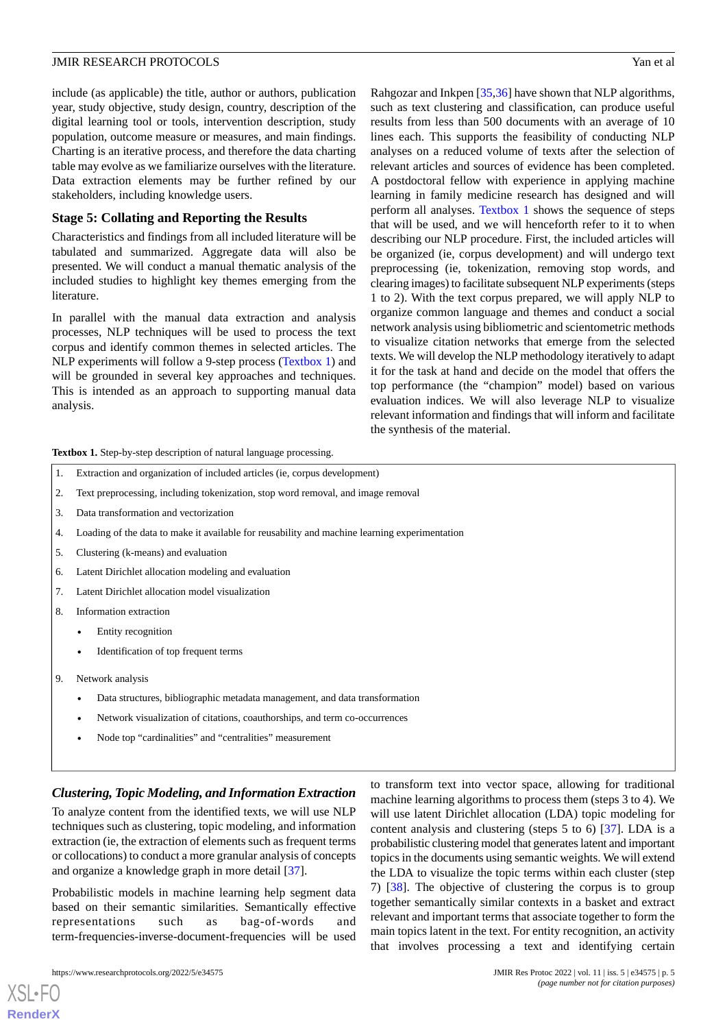include (as applicable) the title, author or authors, publication year, study objective, study design, country, description of the digital learning tool or tools, intervention description, study population, outcome measure or measures, and main findings. Charting is an iterative process, and therefore the data charting table may evolve as we familiarize ourselves with the literature. Data extraction elements may be further refined by our stakeholders, including knowledge users.

### Stage 5: Collating and Reporting the Results

Characteristics and findings from all included literature will be tabulated and summarized. Aggregate data will also be presented. We will conduct a manual thematic analysis of the included studies to highlight key themes emerging from the literature.

In parallel with the manual data extraction and analysis processes, NLP techniques will be used to process the text corpus and identify common themes in selected articles. The NLP experiments will follow a 9-step process (Textbox 1) and will be grounded in several key approaches and techniques. This is intended as an approach to supporting manual data analysis.

Rahgozar and Inkpen [35,36] have shown that NLP algorithms, such as text clustering and classification, can produce useful results from less than 500 documents with an average of 10 lines each. This supports the feasibility of conducting NLP analyses on a reduced volume of texts after the selection of relevant articles and sources of evidence has been completed. A postdoctoral fellow with experience in applying machine learning in family medicine research has designed and will perform all analyses. Textbox 1 shows the sequence of steps that will be used, and we will henceforth refer to it to when describing our NLP procedure. First, the included articles will be organized (ie, corpus development) and will undergo text preprocessing (ie, tokenization, removing stop words, and clearing images) to facilitate subsequent NLP experiments (steps 1 to 2). With the text corpus prepared, we will apply NLP to organize common language and themes and conduct a social network analysis using bibliometric and scientometric methods to visualize citation networks that emerge from the selected texts. We will develop the NLP methodology iteratively to adapt it for the task at hand and decide on the model that offers the top performance (the "champion" model) based on various evaluation indices. We will also leverage NLP to visualize relevant information and findings that will inform and facilitate the synthesis of the material.

**Textbox 1.** Step-by-step description of natural language processing.

1. Extraction and organization of included articles (ie, corpus development)
2. Text preprocessing, including tokenization, stop word removal, and image removal
3. Data transformation and vectorization
4. Loading of the data to make it available for reusability and machine learning experimentation
5. Clustering (k-means) and evaluation
6. Latent Dirichlet allocation modeling and evaluation
7. Latent Dirichlet allocation model visualization
8. Information extraction
   - Entity recognition
   - Identification of top frequent terms
9. Network analysis
   - Data structures, bibliographic metadata management, and data transformation
   - Network visualization of citations, coauthorships, and term co-occurrences
   - Node top "cardinalities" and "centralities" measurement

#### *Clustering, Topic Modeling, and Information Extraction*

To analyze content from the identified texts, we will use NLP techniques such as clustering, topic modeling, and information extraction (ie, the extraction of elements such as frequent terms or collocations) to conduct a more granular analysis of concepts and organize a knowledge graph in more detail [37].

Probabilistic models in machine learning help segment data based on their semantic similarities. Semantically effective representations such as bag-of-words and term-frequencies-inverse-document-frequencies will be used to transform text into vector space, allowing for traditional machine learning algorithms to process them (steps 3 to 4). We will use latent Dirichlet allocation (LDA) topic modeling for content analysis and clustering (steps 5 to 6) [37]. LDA is a probabilistic clustering model that generates latent and important topics in the documents using semantic weights. We will extend the LDA to visualize the topic terms within each cluster (step 7) [38]. The objective of clustering the corpus is to group together semantically similar contexts in a basket and extract relevant and important terms that associate together to form the main topics latent in the text. For entity recognition, an activity that involves processing a text and identifying certain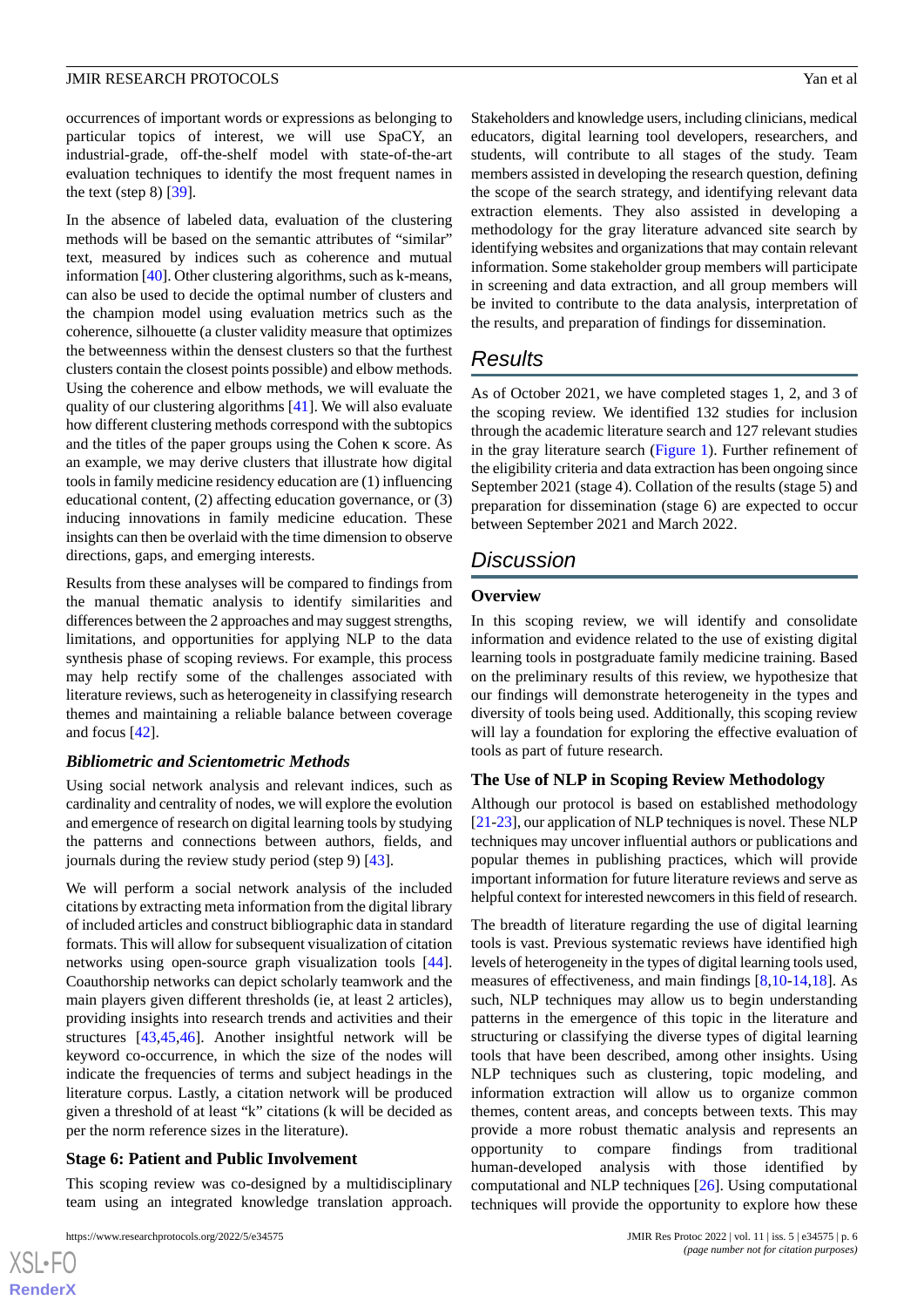occurrences of important words or expressions as belonging to particular topics of interest, we will use SpaCY, an industrial-grade, off-the-shelf model with state-of-the-art evaluation techniques to identify the most frequent names in the text (step 8) [39].

In the absence of labeled data, evaluation of the clustering methods will be based on the semantic attributes of "similar" text, measured by indices such as coherence and mutual information [40]. Other clustering algorithms, such as k-means, can also be used to decide the optimal number of clusters and the champion model using evaluation metrics such as the coherence, silhouette (a cluster validity measure that optimizes the betweenness within the densest clusters so that the furthest clusters contain the closest points possible) and elbow methods. Using the coherence and elbow methods, we will evaluate the quality of our clustering algorithms [41]. We will also evaluate how different clustering methods correspond with the subtopics and the titles of the paper groups using the Cohen κ score. As an example, we may derive clusters that illustrate how digital tools in family medicine residency education are (1) influencing educational content, (2) affecting education governance, or (3) inducing innovations in family medicine education. These insights can then be overlaid with the time dimension to observe directions, gaps, and emerging interests.

Results from these analyses will be compared to findings from the manual thematic analysis to identify similarities and differences between the 2 approaches and may suggest strengths, limitations, and opportunities for applying NLP to the data synthesis phase of scoping reviews. For example, this process may help rectify some of the challenges associated with literature reviews, such as heterogeneity in classifying research themes and maintaining a reliable balance between coverage and focus [42].

### *Bibliometric and Scientometric Methods*

Using social network analysis and relevant indices, such as cardinality and centrality of nodes, we will explore the evolution and emergence of research on digital learning tools by studying the patterns and connections between authors, fields, and journals during the review study period (step 9) [43].

We will perform a social network analysis of the included citations by extracting meta information from the digital library of included articles and construct bibliographic data in standard formats. This will allow for subsequent visualization of citation networks using open-source graph visualization tools [44]. Coauthorship networks can depict scholarly teamwork and the main players given different thresholds (ie, at least 2 articles), providing insights into research trends and activities and their structures [43,45,46]. Another insightful network will be keyword co-occurrence, in which the size of the nodes will indicate the frequencies of terms and subject headings in the literature corpus. Lastly, a citation network will be produced given a threshold of at least "k" citations (k will be decided as per the norm reference sizes in the literature).

### Stage 6: Patient and Public Involvement

This scoping review was co-designed by a multidisciplinary team using an integrated knowledge translation approach. Stakeholders and knowledge users, including clinicians, medical educators, digital learning tool developers, researchers, and students, will contribute to all stages of the study. Team members assisted in developing the research question, defining the scope of the search strategy, and identifying relevant data extraction elements. They also assisted in developing a methodology for the gray literature advanced site search by identifying websites and organizations that may contain relevant information. Some stakeholder group members will participate in screening and data extraction, and all group members will be invited to contribute to the data analysis, interpretation of the results, and preparation of findings for dissemination.

## Results

As of October 2021, we have completed stages 1, 2, and 3 of the scoping review. We identified 132 studies for inclusion through the academic literature search and 127 relevant studies in the gray literature search (Figure 1). Further refinement of the eligibility criteria and data extraction has been ongoing since September 2021 (stage 4). Collation of the results (stage 5) and preparation for dissemination (stage 6) are expected to occur between September 2021 and March 2022.

## Discussion

### Overview

In this scoping review, we will identify and consolidate information and evidence related to the use of existing digital learning tools in postgraduate family medicine training. Based on the preliminary results of this review, we hypothesize that our findings will demonstrate heterogeneity in the types and diversity of tools being used. Additionally, this scoping review will lay a foundation for exploring the effective evaluation of tools as part of future research.

### The Use of NLP in Scoping Review Methodology

Although our protocol is based on established methodology [21-23], our application of NLP techniques is novel. These NLP techniques may uncover influential authors or publications and popular themes in publishing practices, which will provide important information for future literature reviews and serve as helpful context for interested newcomers in this field of research.

The breadth of literature regarding the use of digital learning tools is vast. Previous systematic reviews have identified high levels of heterogeneity in the types of digital learning tools used, measures of effectiveness, and main findings [8,10-14,18]. As such, NLP techniques may allow us to begin understanding patterns in the emergence of this topic in the literature and structuring or classifying the diverse types of digital learning tools that have been described, among other insights. Using NLP techniques such as clustering, topic modeling, and information extraction will allow us to organize common themes, content areas, and concepts between texts. This may provide a more robust thematic analysis and represents an opportunity to compare findings from traditional human-developed analysis with those identified by computational and NLP techniques [26]. Using computational techniques will provide the opportunity to explore how these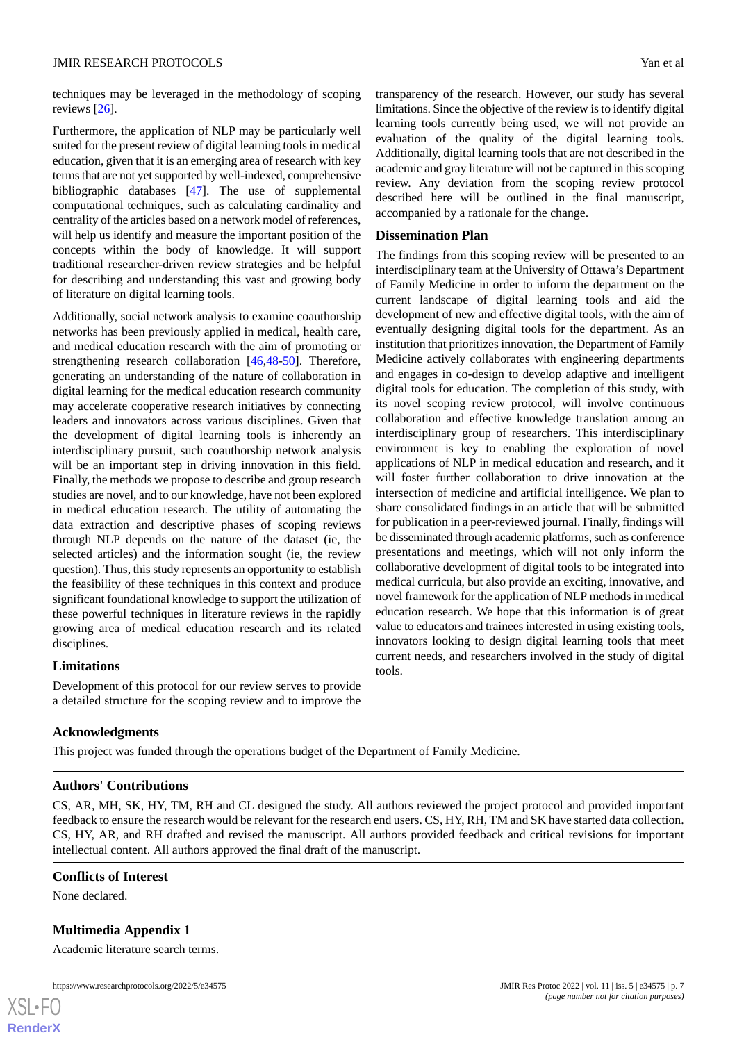techniques may be leveraged in the methodology of scoping reviews [26].

Furthermore, the application of NLP may be particularly well suited for the present review of digital learning tools in medical education, given that it is an emerging area of research with key terms that are not yet supported by well-indexed, comprehensive bibliographic databases [47]. The use of supplemental computational techniques, such as calculating cardinality and centrality of the articles based on a network model of references, will help us identify and measure the important position of the concepts within the body of knowledge. It will support traditional researcher-driven review strategies and be helpful for describing and understanding this vast and growing body of literature on digital learning tools.

Additionally, social network analysis to examine coauthorship networks has been previously applied in medical, health care, and medical education research with the aim of promoting or strengthening research collaboration [46,48-50]. Therefore, generating an understanding of the nature of collaboration in digital learning for the medical education research community may accelerate cooperative research initiatives by connecting leaders and innovators across various disciplines. Given that the development of digital learning tools is inherently an interdisciplinary pursuit, such coauthorship network analysis will be an important step in driving innovation in this field. Finally, the methods we propose to describe and group research studies are novel, and to our knowledge, have not been explored in medical education research. The utility of automating the data extraction and descriptive phases of scoping reviews through NLP depends on the nature of the dataset (ie, the selected articles) and the information sought (ie, the review question). Thus, this study represents an opportunity to establish the feasibility of these techniques in this context and produce significant foundational knowledge to support the utilization of these powerful techniques in literature reviews in the rapidly growing area of medical education research and its related disciplines.

### Limitations

Development of this protocol for our review serves to provide a detailed structure for the scoping review and to improve the transparency of the research. However, our study has several limitations. Since the objective of the review is to identify digital learning tools currently being used, we will not provide an evaluation of the quality of the digital learning tools. Additionally, digital learning tools that are not described in the academic and gray literature will not be captured in this scoping review. Any deviation from the scoping review protocol described here will be outlined in the final manuscript, accompanied by a rationale for the change.

### Dissemination Plan

The findings from this scoping review will be presented to an interdisciplinary team at the University of Ottawa's Department of Family Medicine in order to inform the department on the current landscape of digital learning tools and aid the development of new and effective digital tools, with the aim of eventually designing digital tools for the department. As an institution that prioritizes innovation, the Department of Family Medicine actively collaborates with engineering departments and engages in co-design to develop adaptive and intelligent digital tools for education. The completion of this study, with its novel scoping review protocol, will involve continuous collaboration and effective knowledge translation among an interdisciplinary group of researchers. This interdisciplinary environment is key to enabling the exploration of novel applications of NLP in medical education and research, and it will foster further collaboration to drive innovation at the intersection of medicine and artificial intelligence. We plan to share consolidated findings in an article that will be submitted for publication in a peer-reviewed journal. Finally, findings will be disseminated through academic platforms, such as conference presentations and meetings, which will not only inform the collaborative development of digital tools to be integrated into medical curricula, but also provide an exciting, innovative, and novel framework for the application of NLP methods in medical education research. We hope that this information is of great value to educators and trainees interested in using existing tools, innovators looking to design digital learning tools that meet current needs, and researchers involved in the study of digital tools.

## Acknowledgments

This project was funded through the operations budget of the Department of Family Medicine.

## Authors' Contributions

CS, AR, MH, SK, HY, TM, RH and CL designed the study. All authors reviewed the project protocol and provided important feedback to ensure the research would be relevant for the research end users. CS, HY, RH, TM and SK have started data collection. CS, HY, AR, and RH drafted and revised the manuscript. All authors provided feedback and critical revisions for important intellectual content. All authors approved the final draft of the manuscript.

## Conflicts of Interest

None declared.

## Multimedia Appendix 1

Academic literature search terms.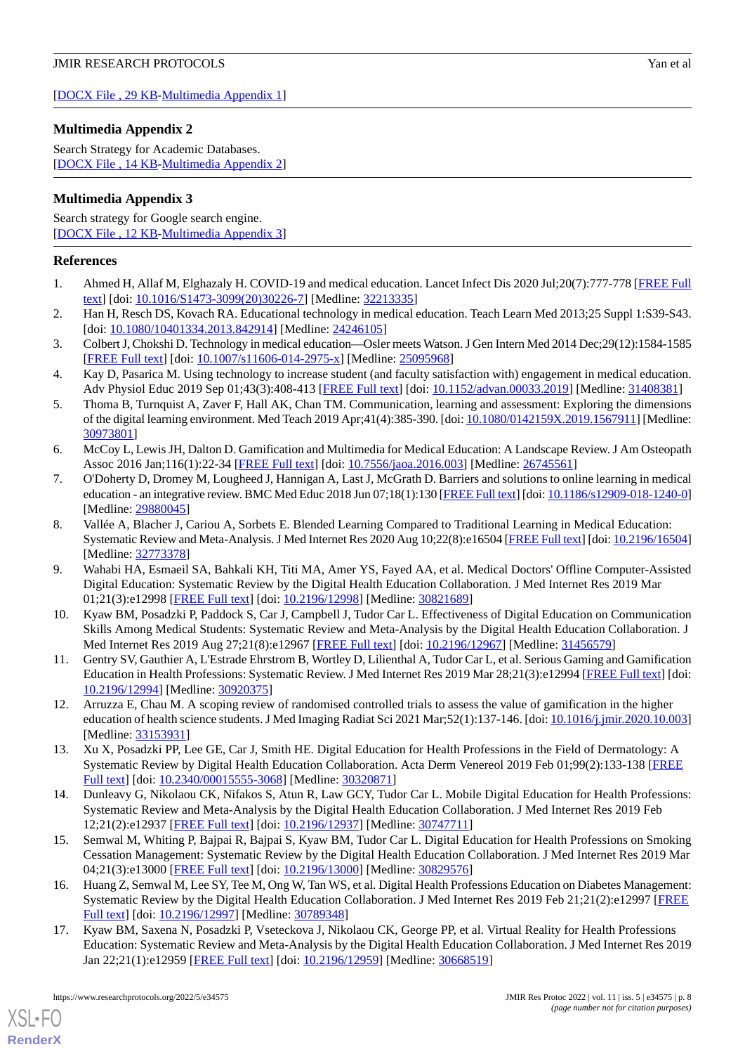[DOCX File , 29 KB-Multimedia Appendix 1]

### Multimedia Appendix 2

Search Strategy for Academic Databases.
[DOCX File , 14 KB-Multimedia Appendix 2]

### Multimedia Appendix 3

Search strategy for Google search engine.
[DOCX File , 12 KB-Multimedia Appendix 3]

## References

1. Ahmed H, Allaf M, Elghazaly H. COVID-19 and medical education. Lancet Infect Dis 2020 Jul;20(7):777-778 [FREE Full text] [doi: 10.1016/S1473-3099(20)30226-7] [Medline: 32213335]
2. Han H, Resch DS, Kovach RA. Educational technology in medical education. Teach Learn Med 2013;25 Suppl 1:S39-S43. [doi: 10.1080/10401334.2013.842914] [Medline: 24246105]
3. Colbert J, Chokshi D. Technology in medical education—Osler meets Watson. J Gen Intern Med 2014 Dec;29(12):1584-1585 [FREE Full text] [doi: 10.1007/s11606-014-2975-x] [Medline: 25095968]
4. Kay D, Pasarica M. Using technology to increase student (and faculty satisfaction with) engagement in medical education. Adv Physiol Educ 2019 Sep 01;43(3):408-413 [FREE Full text] [doi: 10.1152/advan.00033.2019] [Medline: 31408381]
5. Thoma B, Turnquist A, Zaver F, Hall AK, Chan TM. Communication, learning and assessment: Exploring the dimensions of the digital learning environment. Med Teach 2019 Apr;41(4):385-390. [doi: 10.1080/0142159X.2019.1567911] [Medline: 30973801]
6. McCoy L, Lewis JH, Dalton D. Gamification and Multimedia for Medical Education: A Landscape Review. J Am Osteopath Assoc 2016 Jan;116(1):22-34 [FREE Full text] [doi: 10.7556/jaoa.2016.003] [Medline: 26745561]
7. O'Doherty D, Dromey M, Lougheed J, Hannigan A, Last J, McGrath D. Barriers and solutions to online learning in medical education - an integrative review. BMC Med Educ 2018 Jun 07;18(1):130 [FREE Full text] [doi: 10.1186/s12909-018-1240-0] [Medline: 29880045]
8. Vallée A, Blacher J, Cariou A, Sorbets E. Blended Learning Compared to Traditional Learning in Medical Education: Systematic Review and Meta-Analysis. J Med Internet Res 2020 Aug 10;22(8):e16504 [FREE Full text] [doi: 10.2196/16504] [Medline: 32773378]
9. Wahabi HA, Esmaeil SA, Bahkali KH, Titi MA, Amer YS, Fayed AA, et al. Medical Doctors' Offline Computer-Assisted Digital Education: Systematic Review by the Digital Health Education Collaboration. J Med Internet Res 2019 Mar 01;21(3):e12998 [FREE Full text] [doi: 10.2196/12998] [Medline: 30821689]
10. Kyaw BM, Posadzki P, Paddock S, Car J, Campbell J, Tudor Car L. Effectiveness of Digital Education on Communication Skills Among Medical Students: Systematic Review and Meta-Analysis by the Digital Health Education Collaboration. J Med Internet Res 2019 Aug 27;21(8):e12967 [FREE Full text] [doi: 10.2196/12967] [Medline: 31456579]
11. Gentry SV, Gauthier A, L'Estrade Ehrstrom B, Wortley D, Lilienthal A, Tudor Car L, et al. Serious Gaming and Gamification Education in Health Professions: Systematic Review. J Med Internet Res 2019 Mar 28;21(3):e12994 [FREE Full text] [doi: 10.2196/12994] [Medline: 30920375]
12. Arruzza E, Chau M. A scoping review of randomised controlled trials to assess the value of gamification in the higher education of health science students. J Med Imaging Radiat Sci 2021 Mar;52(1):137-146. [doi: 10.1016/j.jmir.2020.10.003] [Medline: 33153931]
13. Xu X, Posadzki PP, Lee GE, Car J, Smith HE. Digital Education for Health Professions in the Field of Dermatology: A Systematic Review by Digital Health Education Collaboration. Acta Derm Venereol 2019 Feb 01;99(2):133-138 [FREE Full text] [doi: 10.2340/00015555-3068] [Medline: 30320871]
14. Dunleavy G, Nikolaou CK, Nifakos S, Atun R, Law GCY, Tudor Car L. Mobile Digital Education for Health Professions: Systematic Review and Meta-Analysis by the Digital Health Education Collaboration. J Med Internet Res 2019 Feb 12;21(2):e12937 [FREE Full text] [doi: 10.2196/12937] [Medline: 30747711]
15. Semwal M, Whiting P, Bajpai R, Bajpai S, Kyaw BM, Tudor Car L. Digital Education for Health Professions on Smoking Cessation Management: Systematic Review by the Digital Health Education Collaboration. J Med Internet Res 2019 Mar 04;21(3):e13000 [FREE Full text] [doi: 10.2196/13000] [Medline: 30829576]
16. Huang Z, Semwal M, Lee SY, Tee M, Ong W, Tan WS, et al. Digital Health Professions Education on Diabetes Management: Systematic Review by the Digital Health Education Collaboration. J Med Internet Res 2019 Feb 21;21(2):e12997 [FREE Full text] [doi: 10.2196/12997] [Medline: 30789348]
17. Kyaw BM, Saxena N, Posadzki P, Vseteckova J, Nikolaou CK, George PP, et al. Virtual Reality for Health Professions Education: Systematic Review and Meta-Analysis by the Digital Health Education Collaboration. J Med Internet Res 2019 Jan 22;21(1):e12959 [FREE Full text] [doi: 10.2196/12959] [Medline: 30668519]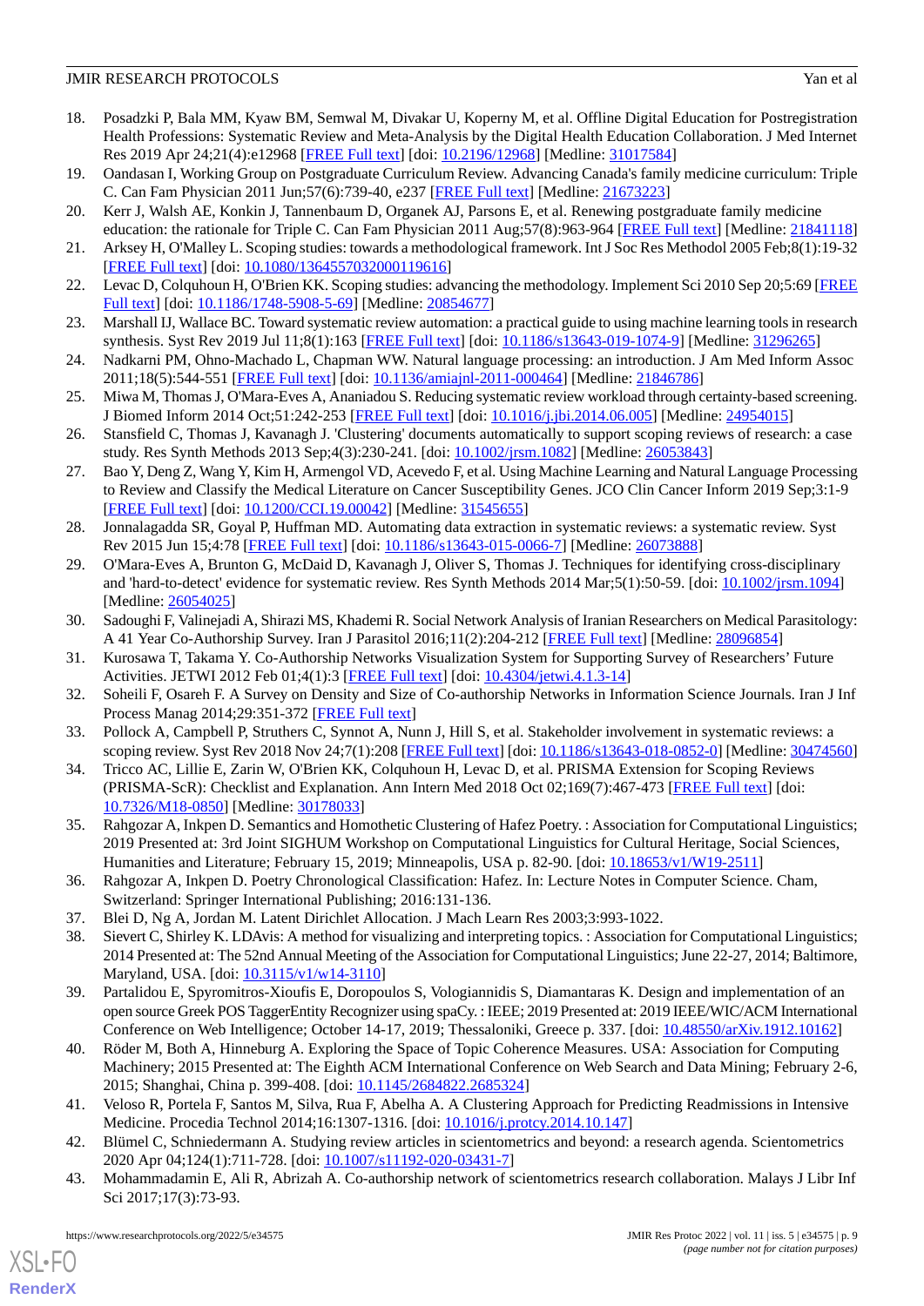18. Posadzki P, Bala MM, Kyaw BM, Semwal M, Divakar U, Koperny M, et al. Offline Digital Education for Postregistration Health Professions: Systematic Review and Meta-Analysis by the Digital Health Education Collaboration. J Med Internet Res 2019 Apr 24;21(4):e12968 [FREE Full text] [doi: 10.2196/12968] [Medline: 31017584]
19. Oandasan I, Working Group on Postgraduate Curriculum Review. Advancing Canada's family medicine curriculum: Triple C. Can Fam Physician 2011 Jun;57(6):739-40, e237 [FREE Full text] [Medline: 21673223]
20. Kerr J, Walsh AE, Konkin J, Tannenbaum D, Organek AJ, Parsons E, et al. Renewing postgraduate family medicine education: the rationale for Triple C. Can Fam Physician 2011 Aug;57(8):963-964 [FREE Full text] [Medline: 21841118]
21. Arksey H, O'Malley L. Scoping studies: towards a methodological framework. Int J Soc Res Methodol 2005 Feb;8(1):19-32 [FREE Full text] [doi: 10.1080/1364557032000119616]
22. Levac D, Colquhoun H, O'Brien KK. Scoping studies: advancing the methodology. Implement Sci 2010 Sep 20;5:69 [FREE Full text] [doi: 10.1186/1748-5908-5-69] [Medline: 20854677]
23. Marshall IJ, Wallace BC. Toward systematic review automation: a practical guide to using machine learning tools in research synthesis. Syst Rev 2019 Jul 11;8(1):163 [FREE Full text] [doi: 10.1186/s13643-019-1074-9] [Medline: 31296265]
24. Nadkarni PM, Ohno-Machado L, Chapman WW. Natural language processing: an introduction. J Am Med Inform Assoc 2011;18(5):544-551 [FREE Full text] [doi: 10.1136/amiajnl-2011-000464] [Medline: 21846786]
25. Miwa M, Thomas J, O'Mara-Eves A, Ananiadou S. Reducing systematic review workload through certainty-based screening. J Biomed Inform 2014 Oct;51:242-253 [FREE Full text] [doi: 10.1016/j.jbi.2014.06.005] [Medline: 24954015]
26. Stansfield C, Thomas J, Kavanagh J. 'Clustering' documents automatically to support scoping reviews of research: a case study. Res Synth Methods 2013 Sep;4(3):230-241. [doi: 10.1002/jrsm.1082] [Medline: 26053843]
27. Bao Y, Deng Z, Wang Y, Kim H, Armengol VD, Acevedo F, et al. Using Machine Learning and Natural Language Processing to Review and Classify the Medical Literature on Cancer Susceptibility Genes. JCO Clin Cancer Inform 2019 Sep;3:1-9 [FREE Full text] [doi: 10.1200/CCI.19.00042] [Medline: 31545655]
28. Jonnalagadda SR, Goyal P, Huffman MD. Automating data extraction in systematic reviews: a systematic review. Syst Rev 2015 Jun 15;4:78 [FREE Full text] [doi: 10.1186/s13643-015-0066-7] [Medline: 26073888]
29. O'Mara-Eves A, Brunton G, McDaid D, Kavanagh J, Oliver S, Thomas J. Techniques for identifying cross-disciplinary and 'hard-to-detect' evidence for systematic review. Res Synth Methods 2014 Mar;5(1):50-59. [doi: 10.1002/jrsm.1094] [Medline: 26054025]
30. Sadoughi F, Valinejadi A, Shirazi MS, Khademi R. Social Network Analysis of Iranian Researchers on Medical Parasitology: A 41 Year Co-Authorship Survey. Iran J Parasitol 2016;11(2):204-212 [FREE Full text] [Medline: 28096854]
31. Kurosawa T, Takama Y. Co-Authorship Networks Visualization System for Supporting Survey of Researchers' Future Activities. JETWI 2012 Feb 01;4(1):3 [FREE Full text] [doi: 10.4304/jetwi.4.1.3-14]
32. Soheili F, Osareh F. A Survey on Density and Size of Co-authorship Networks in Information Science Journals. Iran J Inf Process Manag 2014;29:351-372 [FREE Full text]
33. Pollock A, Campbell P, Struthers C, Synnot A, Nunn J, Hill S, et al. Stakeholder involvement in systematic reviews: a scoping review. Syst Rev 2018 Nov 24;7(1):208 [FREE Full text] [doi: 10.1186/s13643-018-0852-0] [Medline: 30474560]
34. Tricco AC, Lillie E, Zarin W, O'Brien KK, Colquhoun H, Levac D, et al. PRISMA Extension for Scoping Reviews (PRISMA-ScR): Checklist and Explanation. Ann Intern Med 2018 Oct 02;169(7):467-473 [FREE Full text] [doi: 10.7326/M18-0850] [Medline: 30178033]
35. Rahgozar A, Inkpen D. Semantics and Homothetic Clustering of Hafez Poetry. : Association for Computational Linguistics; 2019 Presented at: 3rd Joint SIGHUM Workshop on Computational Linguistics for Cultural Heritage, Social Sciences, Humanities and Literature; February 15, 2019; Minneapolis, USA p. 82-90. [doi: 10.18653/v1/W19-2511]
36. Rahgozar A, Inkpen D. Poetry Chronological Classification: Hafez. In: Lecture Notes in Computer Science. Cham, Switzerland: Springer International Publishing; 2016:131-136.
37. Blei D, Ng A, Jordan M. Latent Dirichlet Allocation. J Mach Learn Res 2003;3:993-1022.
38. Sievert C, Shirley K. LDAvis: A method for visualizing and interpreting topics. : Association for Computational Linguistics; 2014 Presented at: The 52nd Annual Meeting of the Association for Computational Linguistics; June 22-27, 2014; Baltimore, Maryland, USA. [doi: 10.3115/v1/w14-3110]
39. Partalidou E, Spyromitros-Xioufis E, Doropoulos S, Vologiannidis S, Diamantaras K. Design and implementation of an open source Greek POS TaggerEntity Recognizer using spaCy. : IEEE; 2019 Presented at: 2019 IEEE/WIC/ACM International Conference on Web Intelligence; October 14-17, 2019; Thessaloniki, Greece p. 337. [doi: 10.48550/arXiv.1912.10162]
40. Röder M, Both A, Hinneburg A. Exploring the Space of Topic Coherence Measures. USA: Association for Computing Machinery; 2015 Presented at: The Eighth ACM International Conference on Web Search and Data Mining; February 2-6, 2015; Shanghai, China p. 399-408. [doi: 10.1145/2684822.2685324]
41. Veloso R, Portela F, Santos M, Silva, Rua F, Abelha A. A Clustering Approach for Predicting Readmissions in Intensive Medicine. Procedia Technol 2014;16:1307-1316. [doi: 10.1016/j.protcy.2014.10.147]
42. Blümel C, Schniedermann A. Studying review articles in scientometrics and beyond: a research agenda. Scientometrics 2020 Apr 04;124(1):711-728. [doi: 10.1007/s11192-020-03431-7]
43. Mohammadamin E, Ali R, Abrizah A. Co-authorship network of scientometrics research collaboration. Malays J Libr Inf Sci 2017;17(3):73-93.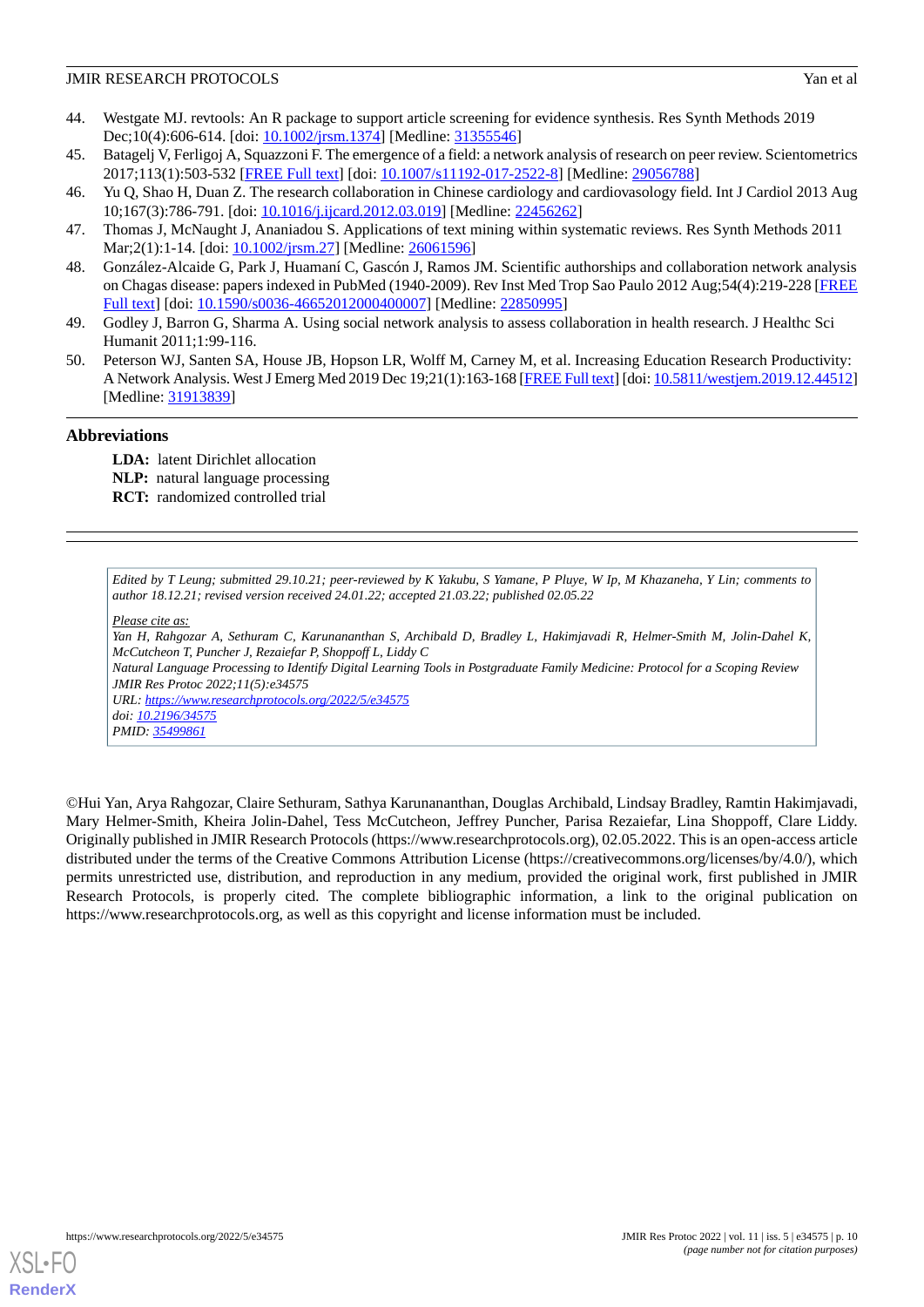44. Westgate MJ. revtools: An R package to support article screening for evidence synthesis. Res Synth Methods 2019 Dec;10(4):606-614. [doi: 10.1002/jrsm.1374] [Medline: 31355546]
45. Batagelj V, Ferligoj A, Squazzoni F. The emergence of a field: a network analysis of research on peer review. Scientometrics 2017;113(1):503-532 [FREE Full text] [doi: 10.1007/s11192-017-2522-8] [Medline: 29056788]
46. Yu Q, Shao H, Duan Z. The research collaboration in Chinese cardiology and cardiovasology field. Int J Cardiol 2013 Aug 10;167(3):786-791. [doi: 10.1016/j.ijcard.2012.03.019] [Medline: 22456262]
47. Thomas J, McNaught J, Ananiadou S. Applications of text mining within systematic reviews. Res Synth Methods 2011 Mar;2(1):1-14. [doi: 10.1002/jrsm.27] [Medline: 26061596]
48. González-Alcaide G, Park J, Huamaní C, Gascón J, Ramos JM. Scientific authorships and collaboration network analysis on Chagas disease: papers indexed in PubMed (1940-2009). Rev Inst Med Trop Sao Paulo 2012 Aug;54(4):219-228 [FREE Full text] [doi: 10.1590/s0036-46652012000400007] [Medline: 22850995]
49. Godley J, Barron G, Sharma A. Using social network analysis to assess collaboration in health research. J Healthc Sci Humanit 2011;1:99-116.
50. Peterson WJ, Santen SA, House JB, Hopson LR, Wolff M, Carney M, et al. Increasing Education Research Productivity: A Network Analysis. West J Emerg Med 2019 Dec 19;21(1):163-168 [FREE Full text] [doi: 10.5811/westjem.2019.12.44512] [Medline: 31913839]

## Abbreviations

**LDA:** latent Dirichlet allocation
**NLP:** natural language processing
**RCT:** randomized controlled trial

*Edited by T Leung; submitted 29.10.21; peer-reviewed by K Yakubu, S Yamane, P Pluye, W Ip, M Khazaneha, Y Lin; comments to author 18.12.21; revised version received 24.01.22; accepted 21.03.22; published 02.05.22*

*Please cite as:*
*Yan H, Rahgozar A, Sethuram C, Karunananthan S, Archibald D, Bradley L, Hakimjavadi R, Helmer-Smith M, Jolin-Dahel K, McCutcheon T, Puncher J, Rezaiefar P, Shoppoff L, Liddy C*
*Natural Language Processing to Identify Digital Learning Tools in Postgraduate Family Medicine: Protocol for a Scoping Review*
*JMIR Res Protoc 2022;11(5):e34575*
*URL: https://www.researchprotocols.org/2022/5/e34575*
*doi: 10.2196/34575*
*PMID: 35499861*

©Hui Yan, Arya Rahgozar, Claire Sethuram, Sathya Karunananthan, Douglas Archibald, Lindsay Bradley, Ramtin Hakimjavadi, Mary Helmer-Smith, Kheira Jolin-Dahel, Tess McCutcheon, Jeffrey Puncher, Parisa Rezaiefar, Lina Shoppoff, Clare Liddy. Originally published in JMIR Research Protocols (https://www.researchprotocols.org), 02.05.2022. This is an open-access article distributed under the terms of the Creative Commons Attribution License (https://creativecommons.org/licenses/by/4.0/), which permits unrestricted use, distribution, and reproduction in any medium, provided the original work, first published in JMIR Research Protocols, is properly cited. The complete bibliographic information, a link to the original publication on https://www.researchprotocols.org, as well as this copyright and license information must be included.